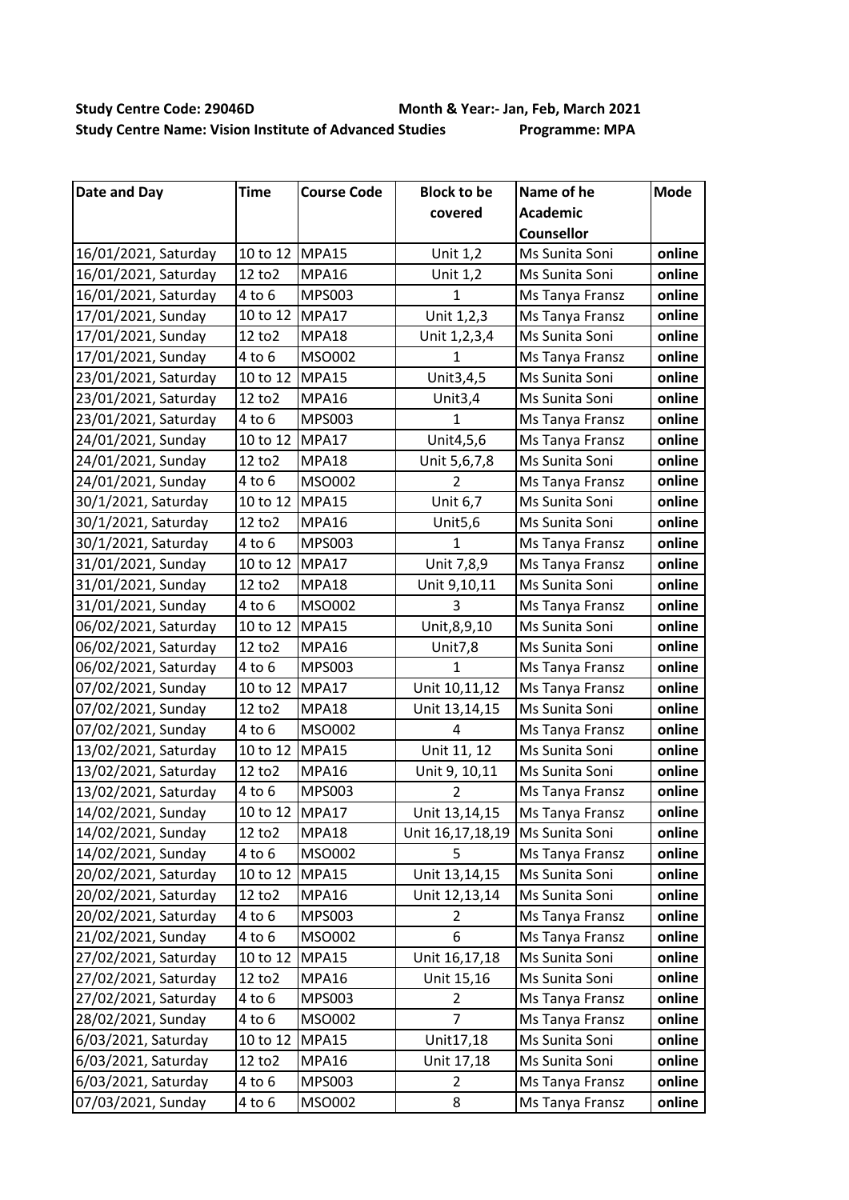**Study Centre Code: 29046D** **Month & Year:- Jan, Feb, March 2021**

**Study Centre Name: Vision Institute of Advanced Studies** **Programme: MPA**

| Date and Day | Time | Course Code | Block to be covered | Name of he Academic Counsellor | Mode |
|---|---|---|---|---|---|
| 16/01/2021, Saturday | 10 to 12 | MPA15 | Unit 1,2 | Ms Sunita Soni | **online** |
| 16/01/2021, Saturday | 12 to2 | MPA16 | Unit 1,2 | Ms Sunita Soni | **online** |
| 16/01/2021, Saturday | 4 to 6 | MPS003 | 1 | Ms Tanya Fransz | **online** |
| 17/01/2021, Sunday | 10 to 12 | MPA17 | Unit 1,2,3 | Ms Tanya Fransz | **online** |
| 17/01/2021, Sunday | 12 to2 | MPA18 | Unit 1,2,3,4 | Ms Sunita Soni | **online** |
| 17/01/2021, Sunday | 4 to 6 | MSO002 | 1 | Ms Tanya Fransz | **online** |
| 23/01/2021, Saturday | 10 to 12 | MPA15 | Unit3,4,5 | Ms Sunita Soni | **online** |
| 23/01/2021, Saturday | 12 to2 | MPA16 | Unit3,4 | Ms Sunita Soni | **online** |
| 23/01/2021, Saturday | 4 to 6 | MPS003 | 1 | Ms Tanya Fransz | **online** |
| 24/01/2021, Sunday | 10 to 12 | MPA17 | Unit4,5,6 | Ms Tanya Fransz | **online** |
| 24/01/2021, Sunday | 12 to2 | MPA18 | Unit 5,6,7,8 | Ms Sunita Soni | **online** |
| 24/01/2021, Sunday | 4 to 6 | MSO002 | 2 | Ms Tanya Fransz | **online** |
| 30/1/2021, Saturday | 10 to 12 | MPA15 | Unit 6,7 | Ms Sunita Soni | **online** |
| 30/1/2021, Saturday | 12 to2 | MPA16 | Unit5,6 | Ms Sunita Soni | **online** |
| 30/1/2021, Saturday | 4 to 6 | MPS003 | 1 | Ms Tanya Fransz | **online** |
| 31/01/2021, Sunday | 10 to 12 | MPA17 | Unit 7,8,9 | Ms Tanya Fransz | **online** |
| 31/01/2021, Sunday | 12 to2 | MPA18 | Unit 9,10,11 | Ms Sunita Soni | **online** |
| 31/01/2021, Sunday | 4 to 6 | MSO002 | 3 | Ms Tanya Fransz | **online** |
| 06/02/2021, Saturday | 10 to 12 | MPA15 | Unit,8,9,10 | Ms Sunita Soni | **online** |
| 06/02/2021, Saturday | 12 to2 | MPA16 | Unit7,8 | Ms Sunita Soni | **online** |
| 06/02/2021, Saturday | 4 to 6 | MPS003 | 1 | Ms Tanya Fransz | **online** |
| 07/02/2021, Sunday | 10 to 12 | MPA17 | Unit 10,11,12 | Ms Tanya Fransz | **online** |
| 07/02/2021, Sunday | 12 to2 | MPA18 | Unit 13,14,15 | Ms Sunita Soni | **online** |
| 07/02/2021, Sunday | 4 to 6 | MSO002 | 4 | Ms Tanya Fransz | **online** |
| 13/02/2021, Saturday | 10 to 12 | MPA15 | Unit 11, 12 | Ms Sunita Soni | **online** |
| 13/02/2021, Saturday | 12 to2 | MPA16 | Unit 9, 10,11 | Ms Sunita Soni | **online** |
| 13/02/2021, Saturday | 4 to 6 | MPS003 | 2 | Ms Tanya Fransz | **online** |
| 14/02/2021, Sunday | 10 to 12 | MPA17 | Unit 13,14,15 | Ms Tanya Fransz | **online** |
| 14/02/2021, Sunday | 12 to2 | MPA18 | Unit 16,17,18,19 | Ms Sunita Soni | **online** |
| 14/02/2021, Sunday | 4 to 6 | MSO002 | 5 | Ms Tanya Fransz | **online** |
| 20/02/2021, Saturday | 10 to 12 | MPA15 | Unit 13,14,15 | Ms Sunita Soni | **online** |
| 20/02/2021, Saturday | 12 to2 | MPA16 | Unit 12,13,14 | Ms Sunita Soni | **online** |
| 20/02/2021, Saturday | 4 to 6 | MPS003 | 2 | Ms Tanya Fransz | **online** |
| 21/02/2021, Sunday | 4 to 6 | MSO002 | 6 | Ms Tanya Fransz | **online** |
| 27/02/2021, Saturday | 10 to 12 | MPA15 | Unit 16,17,18 | Ms Sunita Soni | **online** |
| 27/02/2021, Saturday | 12 to2 | MPA16 | Unit 15,16 | Ms Sunita Soni | **online** |
| 27/02/2021, Saturday | 4 to 6 | MPS003 | 2 | Ms Tanya Fransz | **online** |
| 28/02/2021, Sunday | 4 to 6 | MSO002 | 7 | Ms Tanya Fransz | **online** |
| 6/03/2021, Saturday | 10 to 12 | MPA15 | Unit17,18 | Ms Sunita Soni | **online** |
| 6/03/2021, Saturday | 12 to2 | MPA16 | Unit 17,18 | Ms Sunita Soni | **online** |
| 6/03/2021, Saturday | 4 to 6 | MPS003 | 2 | Ms Tanya Fransz | **online** |
| 07/03/2021, Sunday | 4 to 6 | MSO002 | 8 | Ms Tanya Fransz | **online** |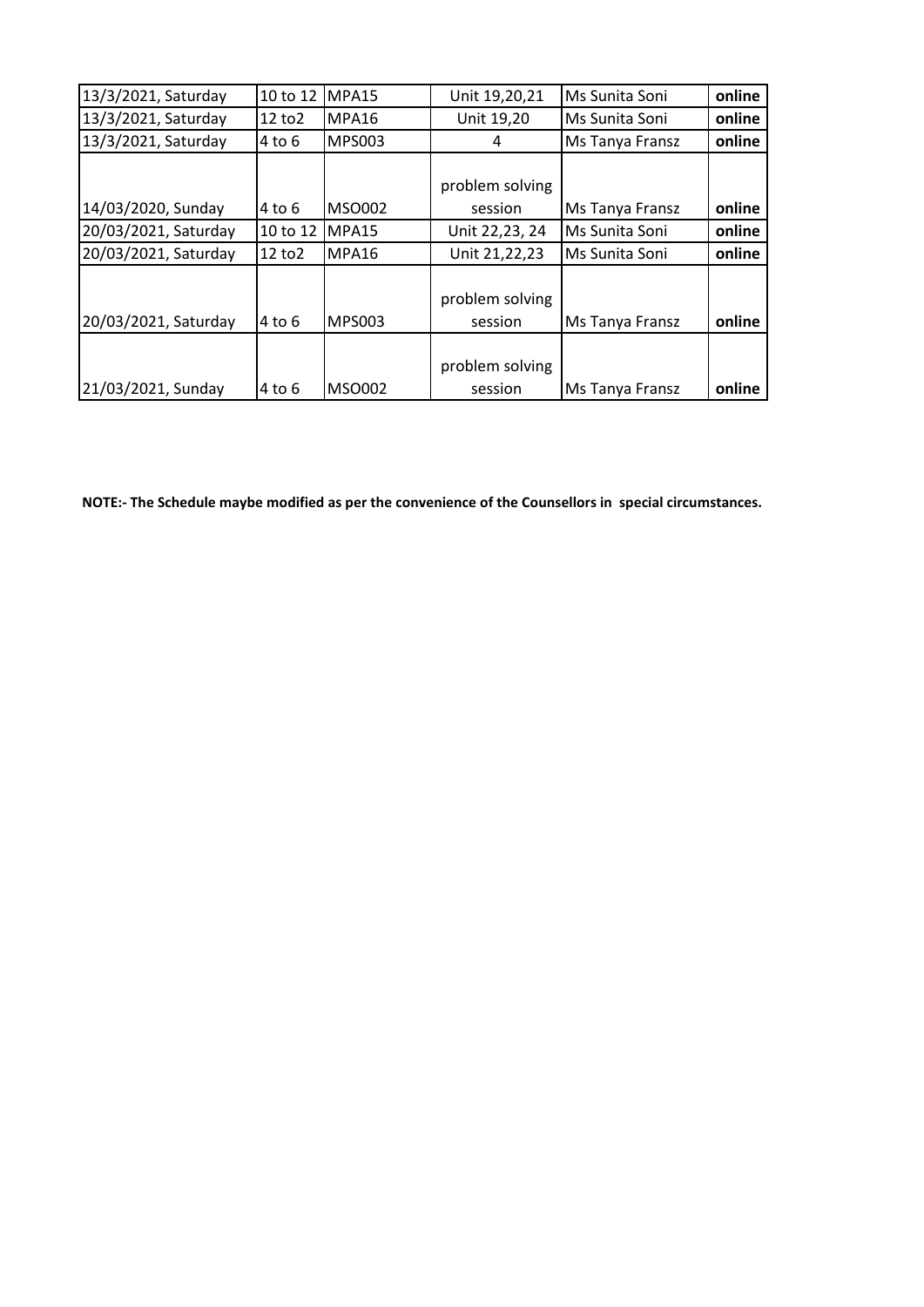| | | | | | |
|---|---|---|---|---|---|
| 13/3/2021, Saturday | 10 to 12 | MPA15 | Unit 19,20,21 | Ms Sunita Soni | **online** |
| 13/3/2021, Saturday | 12 to2 | MPA16 | Unit 19,20 | Ms Sunita Soni | **online** |
| 13/3/2021, Saturday | 4 to 6 | MPS003 | 4 | Ms Tanya Fransz | **online** |
| 14/03/2020, Sunday | 4 to 6 | MSO002 | problem solving session | Ms Tanya Fransz | **online** |
| 20/03/2021, Saturday | 10 to 12 | MPA15 | Unit 22,23, 24 | Ms Sunita Soni | **online** |
| 20/03/2021, Saturday | 12 to2 | MPA16 | Unit 21,22,23 | Ms Sunita Soni | **online** |
| 20/03/2021, Saturday | 4 to 6 | MPS003 | problem solving session | Ms Tanya Fransz | **online** |
| 21/03/2021, Sunday | 4 to 6 | MSO002 | problem solving session | Ms Tanya Fransz | **online** |

**NOTE:- The Schedule maybe modified as per the convenience of the Counsellors in special circumstances.**